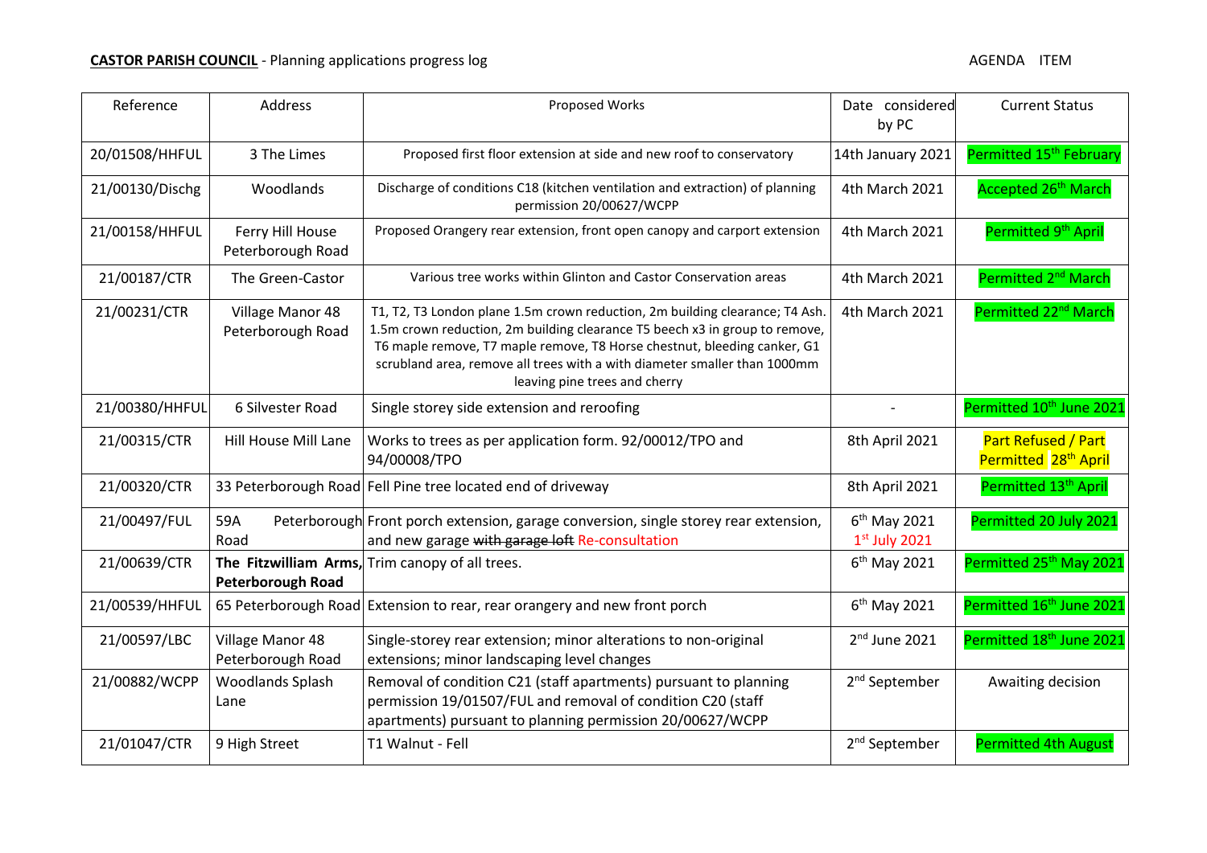**CASTOR PARISH COUNCIL** - Planning applications progress log AGENDA ITEM

| Reference | Address | Proposed Works | Date considered by PC | Current Status |
|---|---|---|---|---|
| 20/01508/HHFUL | 3 The Limes | Proposed first floor extension at side and new roof to conservatory | 14th January 2021 | Permitted 15th February |
| 21/00130/Dischg | Woodlands | Discharge of conditions C18 (kitchen ventilation and extraction) of planning permission 20/00627/WCPP | 4th March 2021 | Accepted 26th March |
| 21/00158/HHFUL | Ferry Hill House Peterborough Road | Proposed Orangery rear extension, front open canopy and carport extension | 4th March 2021 | Permitted 9th April |
| 21/00187/CTR | The Green-Castor | Various tree works within Glinton and Castor Conservation areas | 4th March 2021 | Permitted 2nd March |
| 21/00231/CTR | Village Manor 48 Peterborough Road | T1, T2, T3 London plane 1.5m crown reduction, 2m building clearance; T4 Ash. 1.5m crown reduction, 2m building clearance T5 beech x3 in group to remove, T6 maple remove, T7 maple remove, T8 Horse chestnut, bleeding canker, G1 scrubland area, remove all trees with a with diameter smaller than 1000mm leaving pine trees and cherry | 4th March 2021 | Permitted 22nd March |
| 21/00380/HHFUL | 6 Silvester Road | Single storey side extension and reroofing | - | Permitted 10th June 2021 |
| 21/00315/CTR | Hill House Mill Lane | Works to trees as per application form. 92/00012/TPO and 94/00008/TPO | 8th April 2021 | Part Refused / Part Permitted 28th April |
| 21/00320/CTR | 33 Peterborough Road | Fell Pine tree located end of driveway | 8th April 2021 | Permitted 13th April |
| 21/00497/FUL | 59A Peterborough Road | Front porch extension, garage conversion, single storey rear extension, and new garage ~~with garage loft~~ Re-consultation | 6th May 2021 1st July 2021 | Permitted 20 July 2021 |
| 21/00639/CTR | **The Fitzwilliam Arms, Peterborough Road** | Trim canopy of all trees. | 6th May 2021 | Permitted 25th May 2021 |
| 21/00539/HHFUL | 65 Peterborough Road | Extension to rear, rear orangery and new front porch | 6th May 2021 | Permitted 16th June 2021 |
| 21/00597/LBC | Village Manor 48 Peterborough Road | Single-storey rear extension; minor alterations to non-original extensions; minor landscaping level changes | 2nd June 2021 | Permitted 18th June 2021 |
| 21/00882/WCPP | Woodlands Splash Lane | Removal of condition C21 (staff apartments) pursuant to planning permission 19/01507/FUL and removal of condition C20 (staff apartments) pursuant to planning permission 20/00627/WCPP | 2nd September | Awaiting decision |
| 21/01047/CTR | 9 High Street | T1 Walnut - Fell | 2nd September | Permitted 4th August |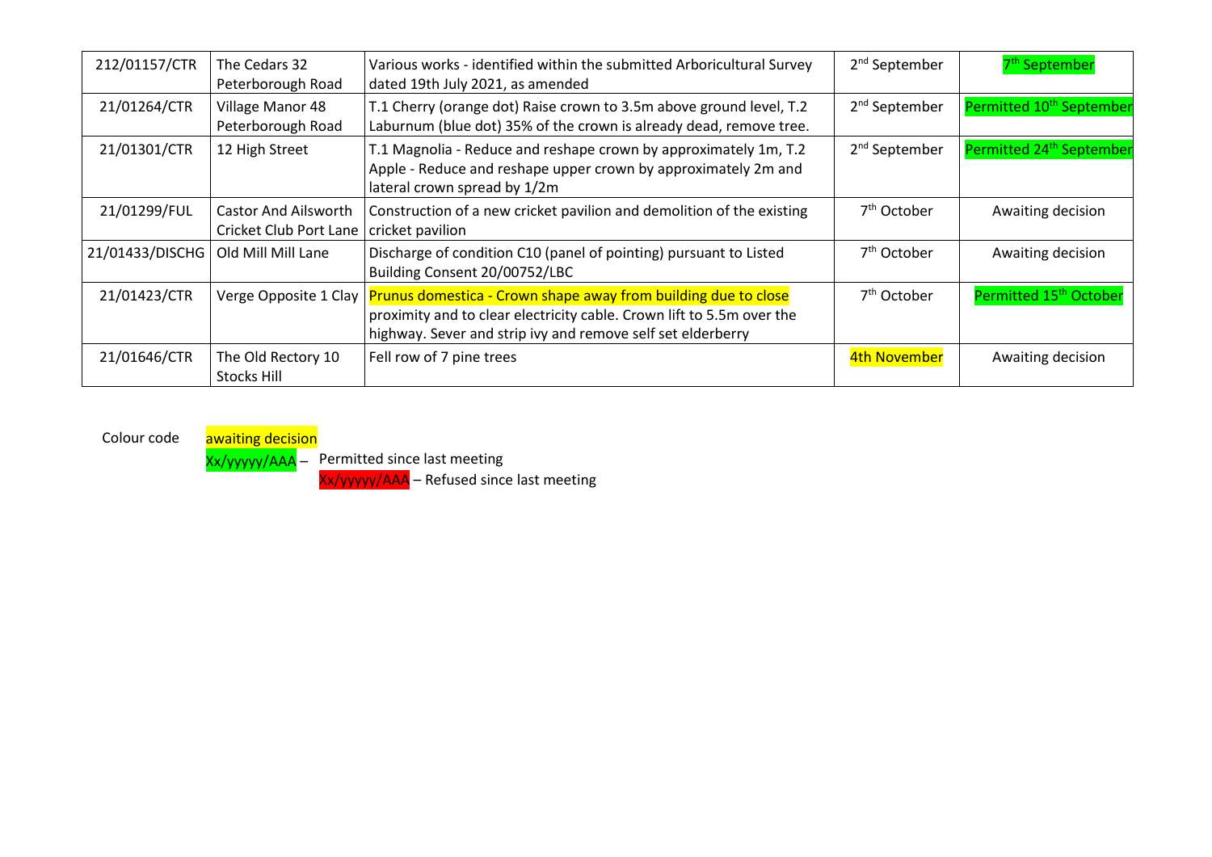| | | | | |
|---|---|---|---|---|
| 212/01157/CTR | The Cedars 32 Peterborough Road | Various works - identified within the submitted Arboricultural Survey dated 19th July 2021, as amended | 2nd September | 7th September |
| 21/01264/CTR | Village Manor 48 Peterborough Road | T.1 Cherry (orange dot) Raise crown to 3.5m above ground level, T.2 Laburnum (blue dot) 35% of the crown is already dead, remove tree. | 2nd September | Permitted 10th September |
| 21/01301/CTR | 12 High Street | T.1 Magnolia - Reduce and reshape crown by approximately 1m, T.2 Apple - Reduce and reshape upper crown by approximately 2m and lateral crown spread by 1/2m | 2nd September | Permitted 24th September |
| 21/01299/FUL | Castor And Ailsworth Cricket Club Port Lane | Construction of a new cricket pavilion and demolition of the existing cricket pavilion | 7th October | Awaiting decision |
| 21/01433/DISCHG | Old Mill Mill Lane | Discharge of condition C10 (panel of pointing) pursuant to Listed Building Consent 20/00752/LBC | 7th October | Awaiting decision |
| 21/01423/CTR | Verge Opposite 1 Clay | Prunus domestica - Crown shape away from building due to close proximity and to clear electricity cable. Crown lift to 5.5m over the highway. Sever and strip ivy and remove self set elderberry | 7th October | Permitted 15th October |
| 21/01646/CTR | The Old Rectory 10 Stocks Hill | Fell row of 7 pine trees | 4th November | Awaiting decision |

Colour code
awaiting decision
Xx/yyyyy/AAA – Permitted since last meeting
Xx/yyyyy/AAA – Refused since last meeting